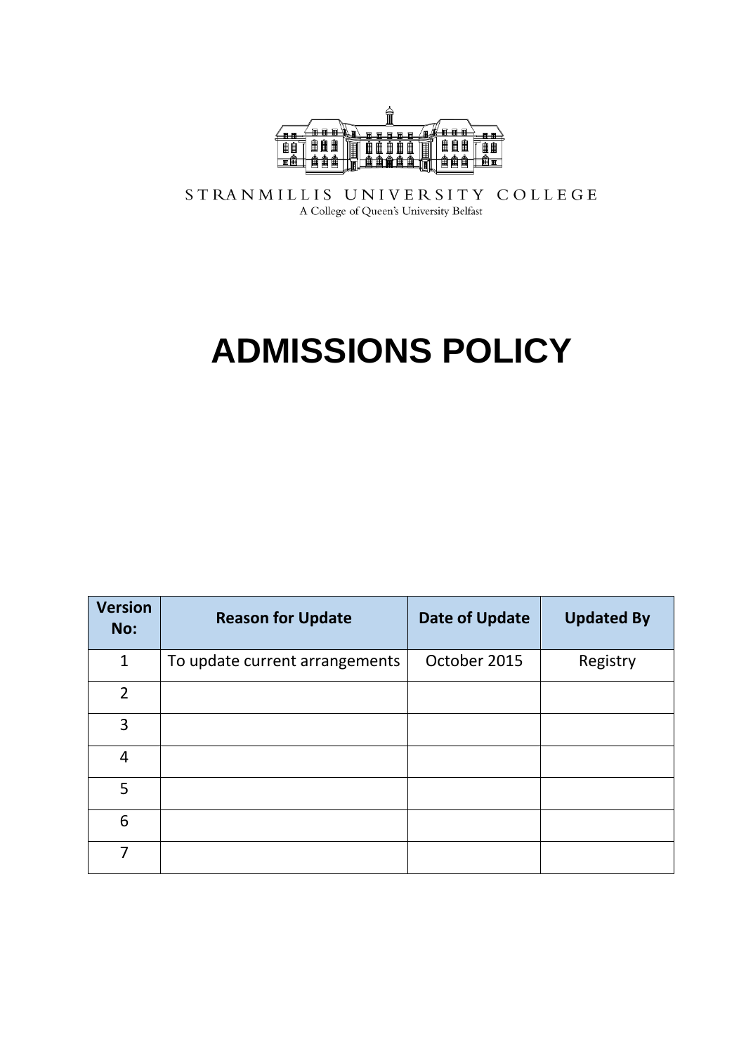STRANMILLIS UNIVERSITY COLLEGE
A College of Queen's University Belfast

# ADMISSIONS POLICY

| Version No: | Reason for Update | Date of Update | Updated By |
|---|---|---|---|
| 1 | To update current arrangements | October 2015 | Registry |
| 2 | | | |
| 3 | | | |
| 4 | | | |
| 5 | | | |
| 6 | | | |
| 7 | | | |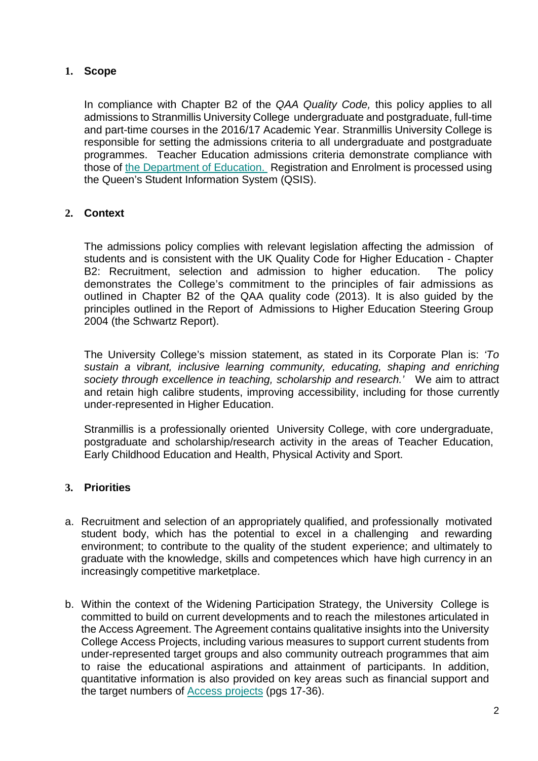## 1. Scope

In compliance with Chapter B2 of the *QAA Quality Code,* this policy applies to all admissions to Stranmillis University College undergraduate and postgraduate, full-time and part-time courses in the 2016/17 Academic Year. Stranmillis University College is responsible for setting the admissions criteria to all undergraduate and postgraduate programmes. Teacher Education admissions criteria demonstrate compliance with those of the Department of Education. Registration and Enrolment is processed using the Queen's Student Information System (QSIS).

## 2. Context

The admissions policy complies with relevant legislation affecting the admission of students and is consistent with the UK Quality Code for Higher Education - Chapter B2: Recruitment, selection and admission to higher education. The policy demonstrates the College's commitment to the principles of fair admissions as outlined in Chapter B2 of the QAA quality code (2013). It is also guided by the principles outlined in the Report of Admissions to Higher Education Steering Group 2004 (the Schwartz Report).

The University College's mission statement, as stated in its Corporate Plan is: *'To sustain a vibrant, inclusive learning community, educating, shaping and enriching society through excellence in teaching, scholarship and research.'* We aim to attract and retain high calibre students, improving accessibility, including for those currently under-represented in Higher Education.

Stranmillis is a professionally oriented University College, with core undergraduate, postgraduate and scholarship/research activity in the areas of Teacher Education, Early Childhood Education and Health, Physical Activity and Sport.

## 3. Priorities

a. Recruitment and selection of an appropriately qualified, and professionally motivated student body, which has the potential to excel in a challenging and rewarding environment; to contribute to the quality of the student experience; and ultimately to graduate with the knowledge, skills and competences which have high currency in an increasingly competitive marketplace.

b. Within the context of the Widening Participation Strategy, the University College is committed to build on current developments and to reach the milestones articulated in the Access Agreement. The Agreement contains qualitative insights into the University College Access Projects, including various measures to support current students from under-represented target groups and also community outreach programmes that aim to raise the educational aspirations and attainment of participants. In addition, quantitative information is also provided on key areas such as financial support and the target numbers of Access projects (pgs 17-36).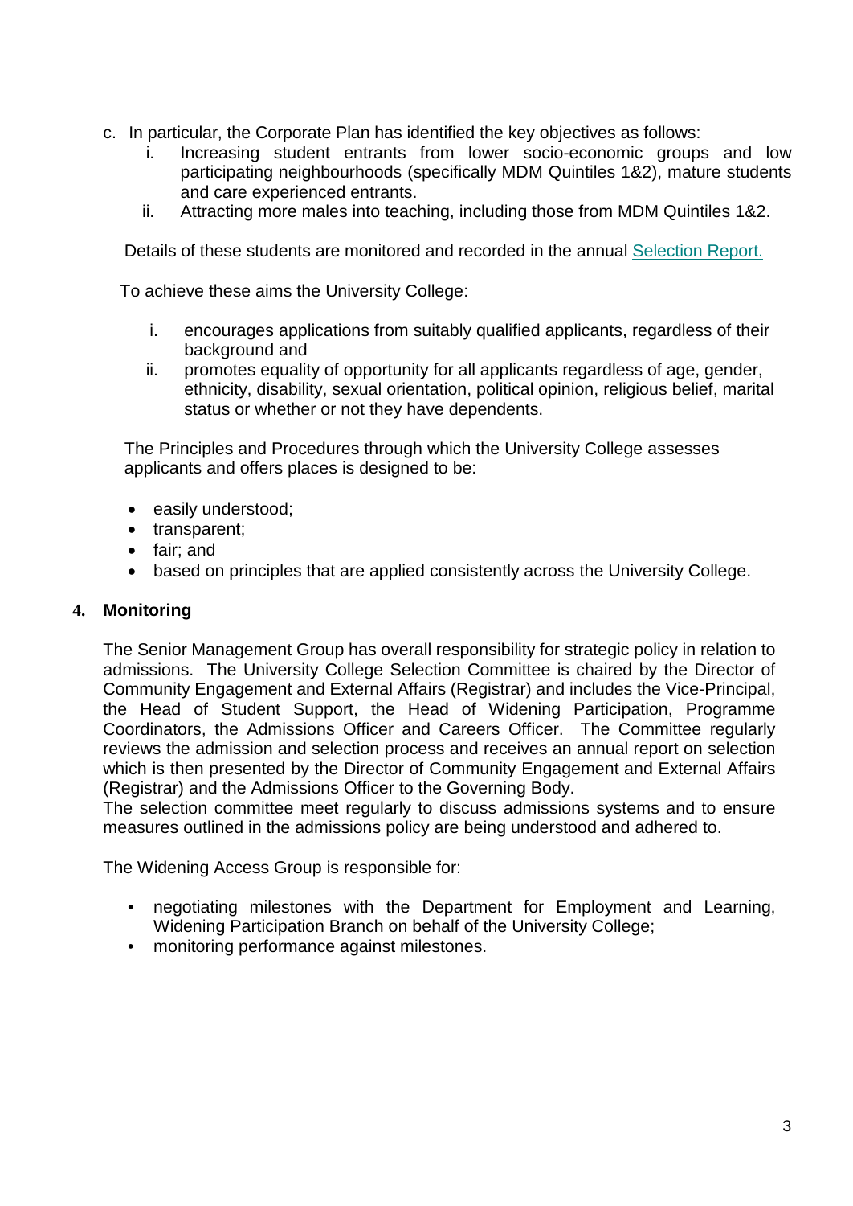c. In particular, the Corporate Plan has identified the key objectives as follows:
   i. Increasing student entrants from lower socio-economic groups and low participating neighbourhoods (specifically MDM Quintiles 1&2), mature students and care experienced entrants.
   ii. Attracting more males into teaching, including those from MDM Quintiles 1&2.

Details of these students are monitored and recorded in the annual Selection Report.

To achieve these aims the University College:

i. encourages applications from suitably qualified applicants, regardless of their background and
ii. promotes equality of opportunity for all applicants regardless of age, gender, ethnicity, disability, sexual orientation, political opinion, religious belief, marital status or whether or not they have dependents.

The Principles and Procedures through which the University College assesses applicants and offers places is designed to be:

- easily understood;
- transparent;
- fair; and
- based on principles that are applied consistently across the University College.

## 4. Monitoring

The Senior Management Group has overall responsibility for strategic policy in relation to admissions. The University College Selection Committee is chaired by the Director of Community Engagement and External Affairs (Registrar) and includes the Vice-Principal, the Head of Student Support, the Head of Widening Participation, Programme Coordinators, the Admissions Officer and Careers Officer. The Committee regularly reviews the admission and selection process and receives an annual report on selection which is then presented by the Director of Community Engagement and External Affairs (Registrar) and the Admissions Officer to the Governing Body.
The selection committee meet regularly to discuss admissions systems and to ensure measures outlined in the admissions policy are being understood and adhered to.

The Widening Access Group is responsible for:

- negotiating milestones with the Department for Employment and Learning, Widening Participation Branch on behalf of the University College;
- monitoring performance against milestones.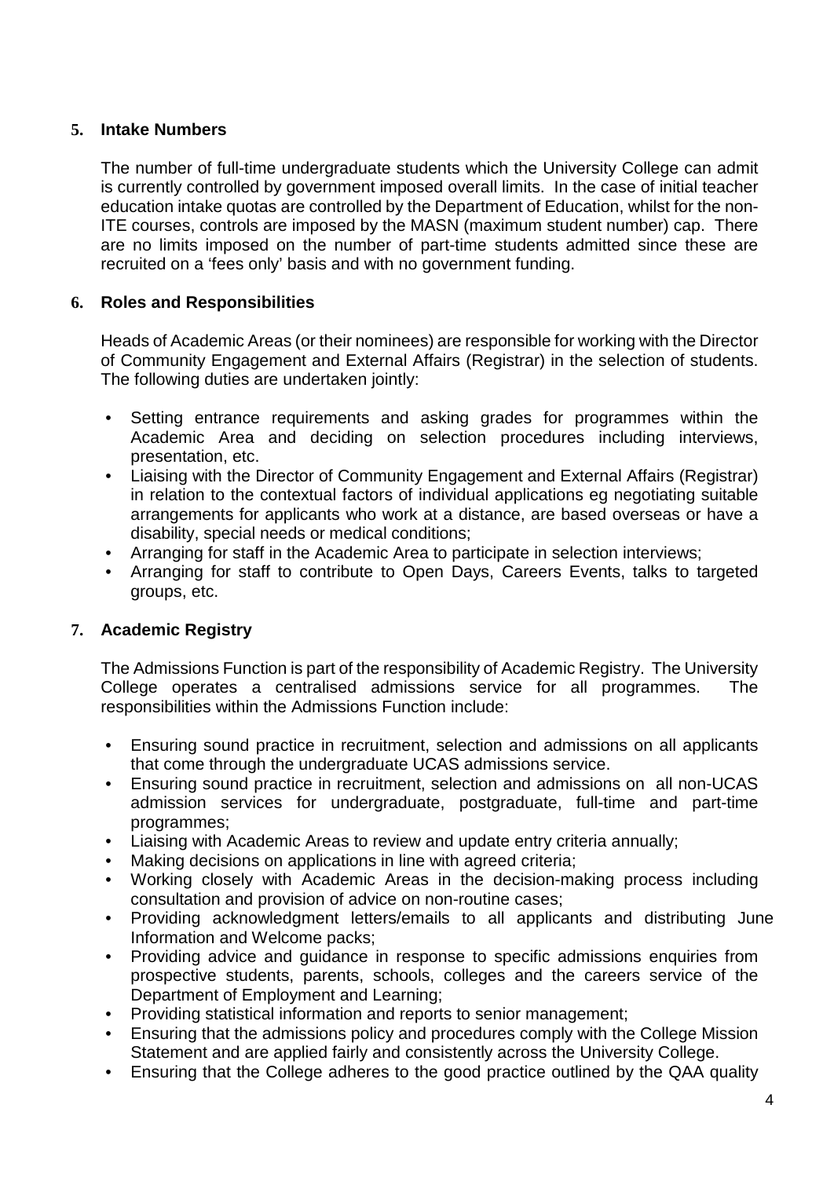## 5. Intake Numbers

The number of full-time undergraduate students which the University College can admit is currently controlled by government imposed overall limits. In the case of initial teacher education intake quotas are controlled by the Department of Education, whilst for the non-ITE courses, controls are imposed by the MASN (maximum student number) cap. There are no limits imposed on the number of part-time students admitted since these are recruited on a 'fees only' basis and with no government funding.

## 6. Roles and Responsibilities

Heads of Academic Areas (or their nominees) are responsible for working with the Director of Community Engagement and External Affairs (Registrar) in the selection of students. The following duties are undertaken jointly:

- Setting entrance requirements and asking grades for programmes within the Academic Area and deciding on selection procedures including interviews, presentation, etc.
- Liaising with the Director of Community Engagement and External Affairs (Registrar) in relation to the contextual factors of individual applications eg negotiating suitable arrangements for applicants who work at a distance, are based overseas or have a disability, special needs or medical conditions;
- Arranging for staff in the Academic Area to participate in selection interviews;
- Arranging for staff to contribute to Open Days, Careers Events, talks to targeted groups, etc.

## 7. Academic Registry

The Admissions Function is part of the responsibility of Academic Registry. The University College operates a centralised admissions service for all programmes. The responsibilities within the Admissions Function include:

- Ensuring sound practice in recruitment, selection and admissions on all applicants that come through the undergraduate UCAS admissions service.
- Ensuring sound practice in recruitment, selection and admissions on all non-UCAS admission services for undergraduate, postgraduate, full-time and part-time programmes;
- Liaising with Academic Areas to review and update entry criteria annually;
- Making decisions on applications in line with agreed criteria;
- Working closely with Academic Areas in the decision-making process including consultation and provision of advice on non-routine cases;
- Providing acknowledgment letters/emails to all applicants and distributing June Information and Welcome packs;
- Providing advice and guidance in response to specific admissions enquiries from prospective students, parents, schools, colleges and the careers service of the Department of Employment and Learning;
- Providing statistical information and reports to senior management;
- Ensuring that the admissions policy and procedures comply with the College Mission Statement and are applied fairly and consistently across the University College.
- Ensuring that the College adheres to the good practice outlined by the QAA quality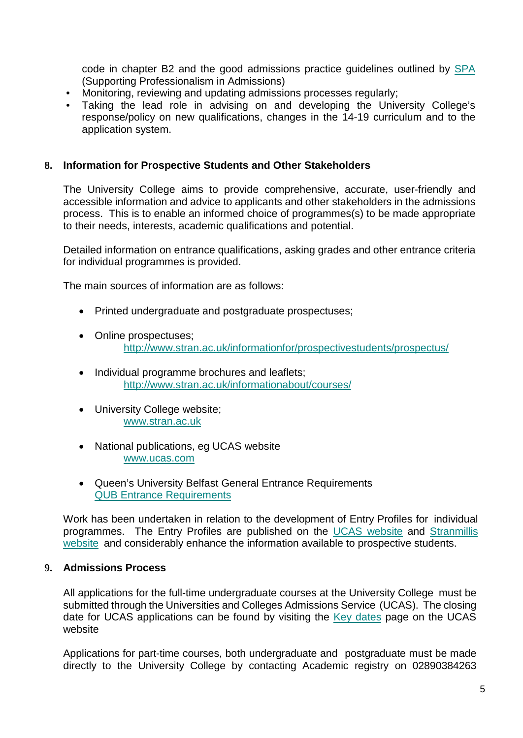code in chapter B2 and the good admissions practice guidelines outlined by [SPA](SPA) (Supporting Professionalism in Admissions)
- Monitoring, reviewing and updating admissions processes regularly;
- Taking the lead role in advising on and developing the University College's response/policy on new qualifications, changes in the 14-19 curriculum and to the application system.

## 8. Information for Prospective Students and Other Stakeholders

The University College aims to provide comprehensive, accurate, user-friendly and accessible information and advice to applicants and other stakeholders in the admissions process. This is to enable an informed choice of programmes(s) to be made appropriate to their needs, interests, academic qualifications and potential.

Detailed information on entrance qualifications, asking grades and other entrance criteria for individual programmes is provided.

The main sources of information are as follows:

- Printed undergraduate and postgraduate prospectuses;
- Online prospectuses;
  http://www.stran.ac.uk/informationfor/prospectivestudents/prospectus/
- Individual programme brochures and leaflets;
  http://www.stran.ac.uk/informationabout/courses/
- University College website;
  www.stran.ac.uk
- National publications, eg UCAS website
  www.ucas.com
- Queen's University Belfast General Entrance Requirements
  QUB Entrance Requirements

Work has been undertaken in relation to the development of Entry Profiles for individual programmes. The Entry Profiles are published on the UCAS website and Stranmillis website and considerably enhance the information available to prospective students.

## 9. Admissions Process

All applications for the full-time undergraduate courses at the University College must be submitted through the Universities and Colleges Admissions Service (UCAS). The closing date for UCAS applications can be found by visiting the Key dates page on the UCAS website

Applications for part-time courses, both undergraduate and postgraduate must be made directly to the University College by contacting Academic registry on 02890384263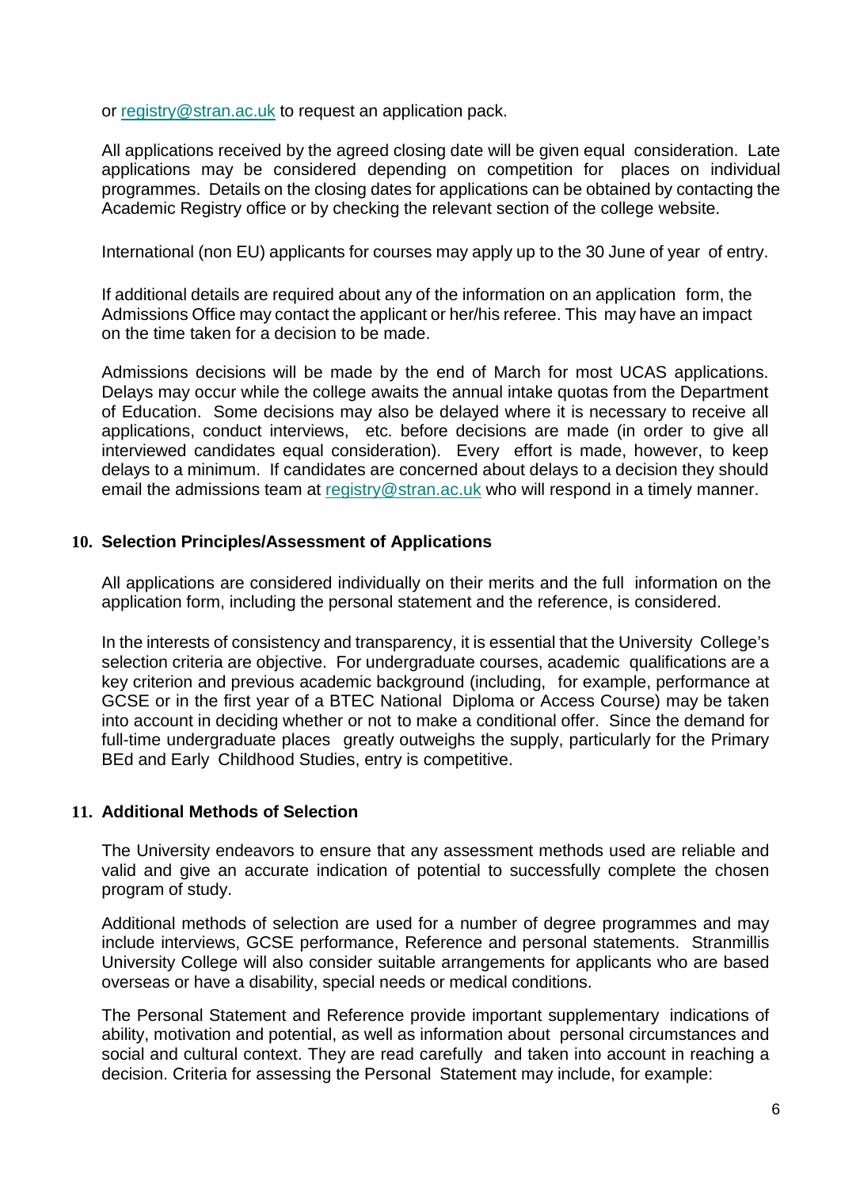or registry@stran.ac.uk to request an application pack.

All applications received by the agreed closing date will be given equal consideration. Late applications may be considered depending on competition for places on individual programmes. Details on the closing dates for applications can be obtained by contacting the Academic Registry office or by checking the relevant section of the college website.

International (non EU) applicants for courses may apply up to the 30 June of year of entry.

If additional details are required about any of the information on an application form, the Admissions Office may contact the applicant or her/his referee. This may have an impact on the time taken for a decision to be made.

Admissions decisions will be made by the end of March for most UCAS applications. Delays may occur while the college awaits the annual intake quotas from the Department of Education. Some decisions may also be delayed where it is necessary to receive all applications, conduct interviews, etc. before decisions are made (in order to give all interviewed candidates equal consideration). Every effort is made, however, to keep delays to a minimum. If candidates are concerned about delays to a decision they should email the admissions team at registry@stran.ac.uk who will respond in a timely manner.

## 10. Selection Principles/Assessment of Applications

All applications are considered individually on their merits and the full information on the application form, including the personal statement and the reference, is considered.

In the interests of consistency and transparency, it is essential that the University College's selection criteria are objective. For undergraduate courses, academic qualifications are a key criterion and previous academic background (including, for example, performance at GCSE or in the first year of a BTEC National Diploma or Access Course) may be taken into account in deciding whether or not to make a conditional offer. Since the demand for full-time undergraduate places greatly outweighs the supply, particularly for the Primary BEd and Early Childhood Studies, entry is competitive.

## 11. Additional Methods of Selection

The University endeavors to ensure that any assessment methods used are reliable and valid and give an accurate indication of potential to successfully complete the chosen program of study.

Additional methods of selection are used for a number of degree programmes and may include interviews, GCSE performance, Reference and personal statements. Stranmillis University College will also consider suitable arrangements for applicants who are based overseas or have a disability, special needs or medical conditions.

The Personal Statement and Reference provide important supplementary indications of ability, motivation and potential, as well as information about personal circumstances and social and cultural context. They are read carefully and taken into account in reaching a decision. Criteria for assessing the Personal Statement may include, for example: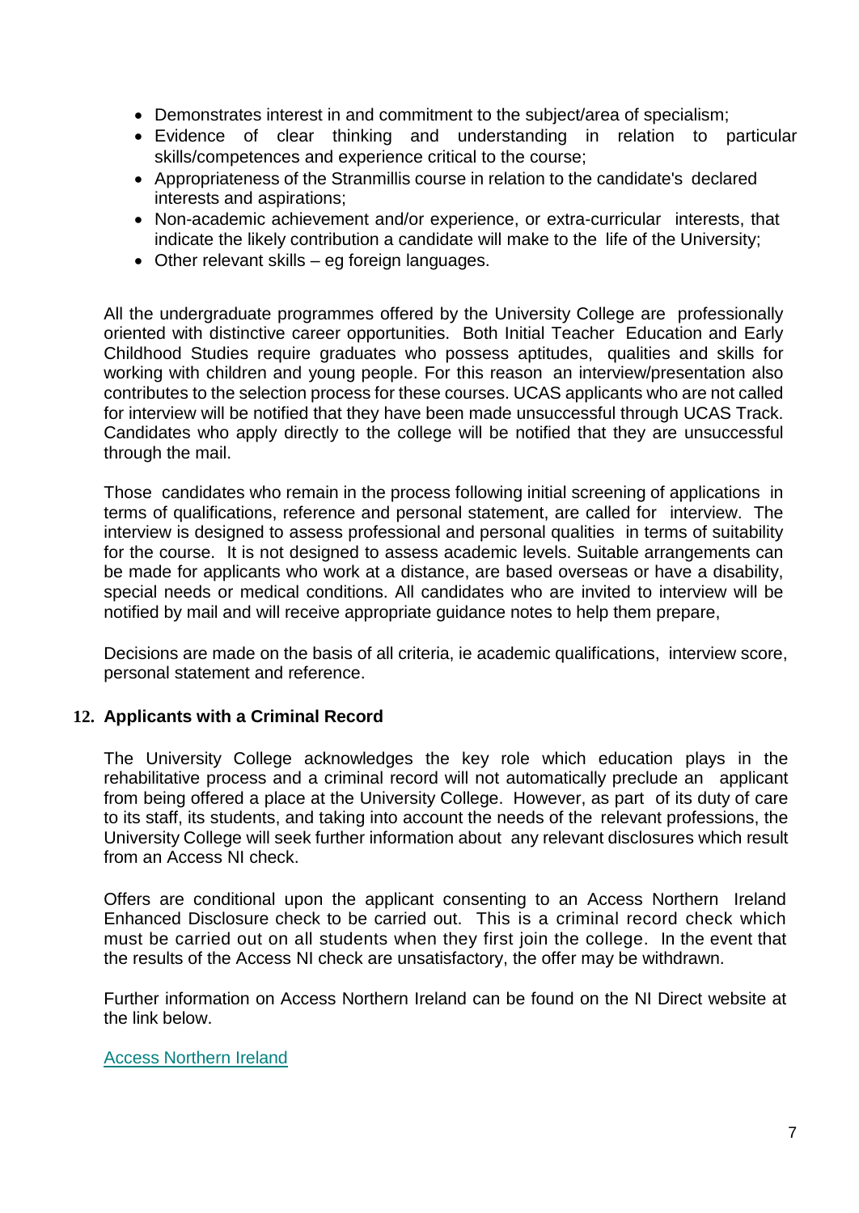- Demonstrates interest in and commitment to the subject/area of specialism;
- Evidence of clear thinking and understanding in relation to particular skills/competences and experience critical to the course;
- Appropriateness of the Stranmillis course in relation to the candidate's declared interests and aspirations;
- Non-academic achievement and/or experience, or extra-curricular interests, that indicate the likely contribution a candidate will make to the life of the University;
- Other relevant skills – eg foreign languages.

All the undergraduate programmes offered by the University College are professionally oriented with distinctive career opportunities. Both Initial Teacher Education and Early Childhood Studies require graduates who possess aptitudes, qualities and skills for working with children and young people. For this reason an interview/presentation also contributes to the selection process for these courses. UCAS applicants who are not called for interview will be notified that they have been made unsuccessful through UCAS Track. Candidates who apply directly to the college will be notified that they are unsuccessful through the mail.

Those candidates who remain in the process following initial screening of applications in terms of qualifications, reference and personal statement, are called for interview. The interview is designed to assess professional and personal qualities in terms of suitability for the course. It is not designed to assess academic levels. Suitable arrangements can be made for applicants who work at a distance, are based overseas or have a disability, special needs or medical conditions. All candidates who are invited to interview will be notified by mail and will receive appropriate guidance notes to help them prepare,

Decisions are made on the basis of all criteria, ie academic qualifications, interview score, personal statement and reference.

## 12. Applicants with a Criminal Record

The University College acknowledges the key role which education plays in the rehabilitative process and a criminal record will not automatically preclude an applicant from being offered a place at the University College. However, as part of its duty of care to its staff, its students, and taking into account the needs of the relevant professions, the University College will seek further information about any relevant disclosures which result from an Access NI check.

Offers are conditional upon the applicant consenting to an Access Northern Ireland Enhanced Disclosure check to be carried out. This is a criminal record check which must be carried out on all students when they first join the college. In the event that the results of the Access NI check are unsatisfactory, the offer may be withdrawn.

Further information on Access Northern Ireland can be found on the NI Direct website at the link below.

Access Northern Ireland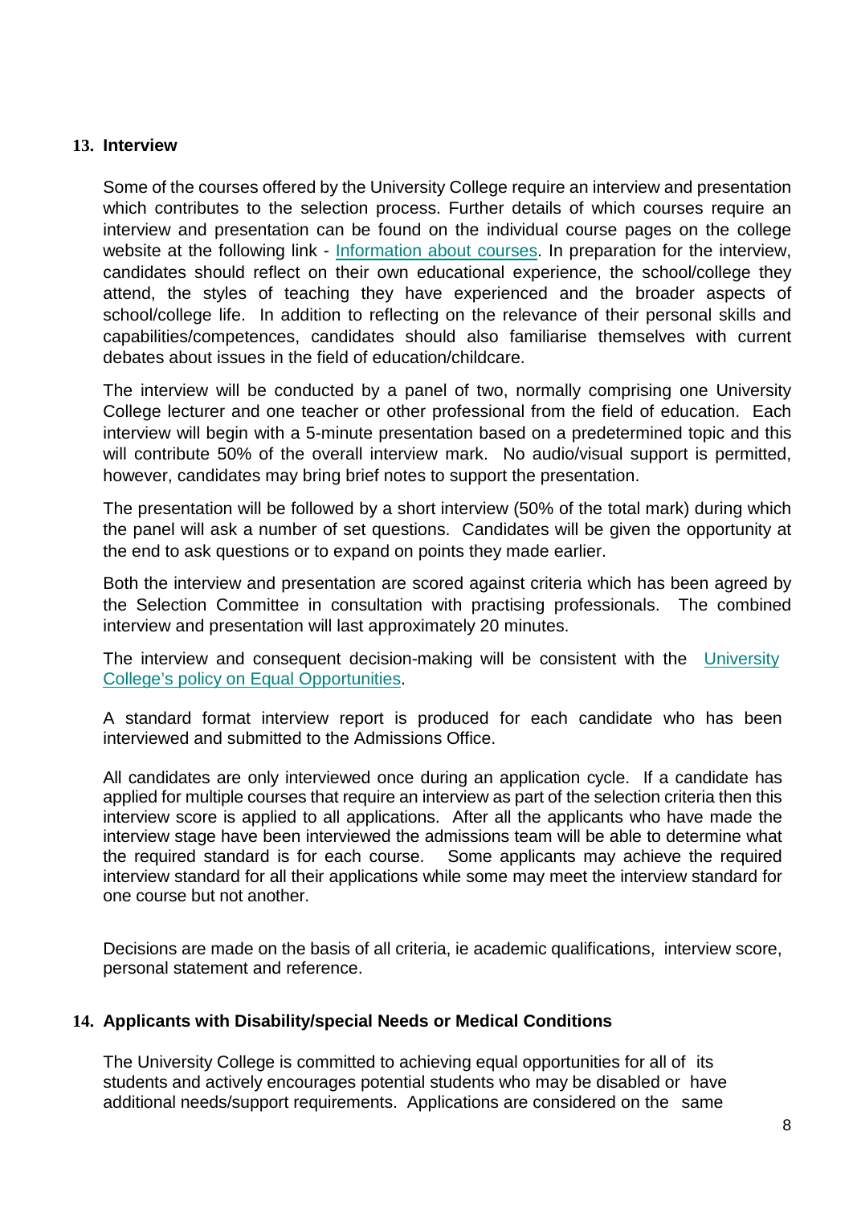## 13. Interview

Some of the courses offered by the University College require an interview and presentation which contributes to the selection process. Further details of which courses require an interview and presentation can be found on the individual course pages on the college website at the following link - [Information about courses](). In preparation for the interview, candidates should reflect on their own educational experience, the school/college they attend, the styles of teaching they have experienced and the broader aspects of school/college life. In addition to reflecting on the relevance of their personal skills and capabilities/competences, candidates should also familiarise themselves with current debates about issues in the field of education/childcare.

The interview will be conducted by a panel of two, normally comprising one University College lecturer and one teacher or other professional from the field of education. Each interview will begin with a 5-minute presentation based on a predetermined topic and this will contribute 50% of the overall interview mark. No audio/visual support is permitted, however, candidates may bring brief notes to support the presentation.

The presentation will be followed by a short interview (50% of the total mark) during which the panel will ask a number of set questions. Candidates will be given the opportunity at the end to ask questions or to expand on points they made earlier.

Both the interview and presentation are scored against criteria which has been agreed by the Selection Committee in consultation with practising professionals. The combined interview and presentation will last approximately 20 minutes.

The interview and consequent decision-making will be consistent with the [University College's policy on Equal Opportunities]().

A standard format interview report is produced for each candidate who has been interviewed and submitted to the Admissions Office.

All candidates are only interviewed once during an application cycle. If a candidate has applied for multiple courses that require an interview as part of the selection criteria then this interview score is applied to all applications. After all the applicants who have made the interview stage have been interviewed the admissions team will be able to determine what the required standard is for each course. Some applicants may achieve the required interview standard for all their applications while some may meet the interview standard for one course but not another.

Decisions are made on the basis of all criteria, ie academic qualifications, interview score, personal statement and reference.

## 14. Applicants with Disability/special Needs or Medical Conditions

The University College is committed to achieving equal opportunities for all of its students and actively encourages potential students who may be disabled or have additional needs/support requirements. Applications are considered on the same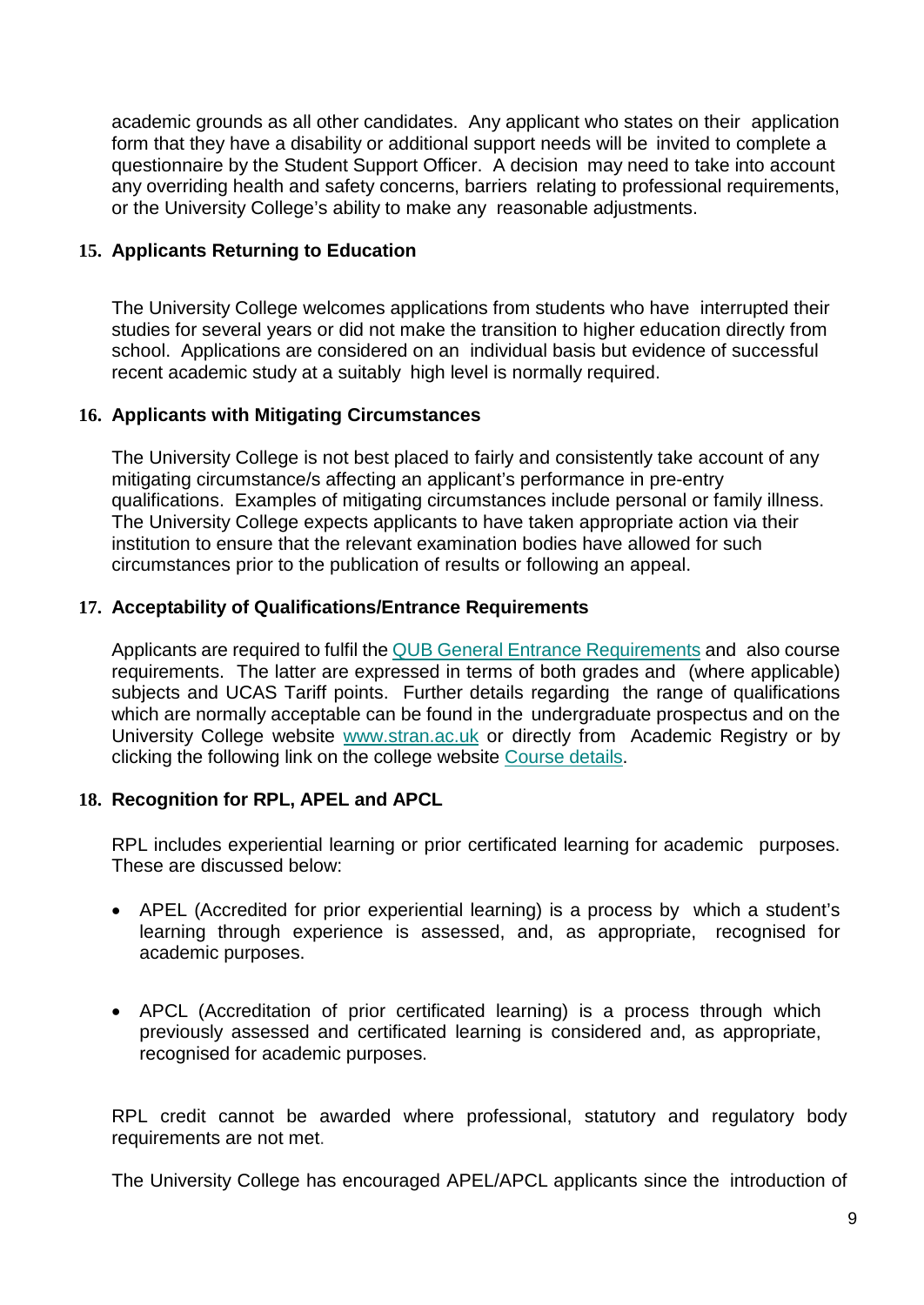academic grounds as all other candidates. Any applicant who states on their application form that they have a disability or additional support needs will be invited to complete a questionnaire by the Student Support Officer. A decision may need to take into account any overriding health and safety concerns, barriers relating to professional requirements, or the University College's ability to make any reasonable adjustments.

### 15. Applicants Returning to Education

The University College welcomes applications from students who have interrupted their studies for several years or did not make the transition to higher education directly from school. Applications are considered on an individual basis but evidence of successful recent academic study at a suitably high level is normally required.

### 16. Applicants with Mitigating Circumstances

The University College is not best placed to fairly and consistently take account of any mitigating circumstance/s affecting an applicant's performance in pre-entry qualifications. Examples of mitigating circumstances include personal or family illness. The University College expects applicants to have taken appropriate action via their institution to ensure that the relevant examination bodies have allowed for such circumstances prior to the publication of results or following an appeal.

### 17. Acceptability of Qualifications/Entrance Requirements

Applicants are required to fulfil the QUB General Entrance Requirements and also course requirements. The latter are expressed in terms of both grades and (where applicable) subjects and UCAS Tariff points. Further details regarding the range of qualifications which are normally acceptable can be found in the undergraduate prospectus and on the University College website www.stran.ac.uk or directly from Academic Registry or by clicking the following link on the college website Course details.

### 18. Recognition for RPL, APEL and APCL

RPL includes experiential learning or prior certificated learning for academic purposes. These are discussed below:

- APEL (Accredited for prior experiential learning) is a process by which a student's learning through experience is assessed, and, as appropriate, recognised for academic purposes.

- APCL (Accreditation of prior certificated learning) is a process through which previously assessed and certificated learning is considered and, as appropriate, recognised for academic purposes.

RPL credit cannot be awarded where professional, statutory and regulatory body requirements are not met.

The University College has encouraged APEL/APCL applicants since the introduction of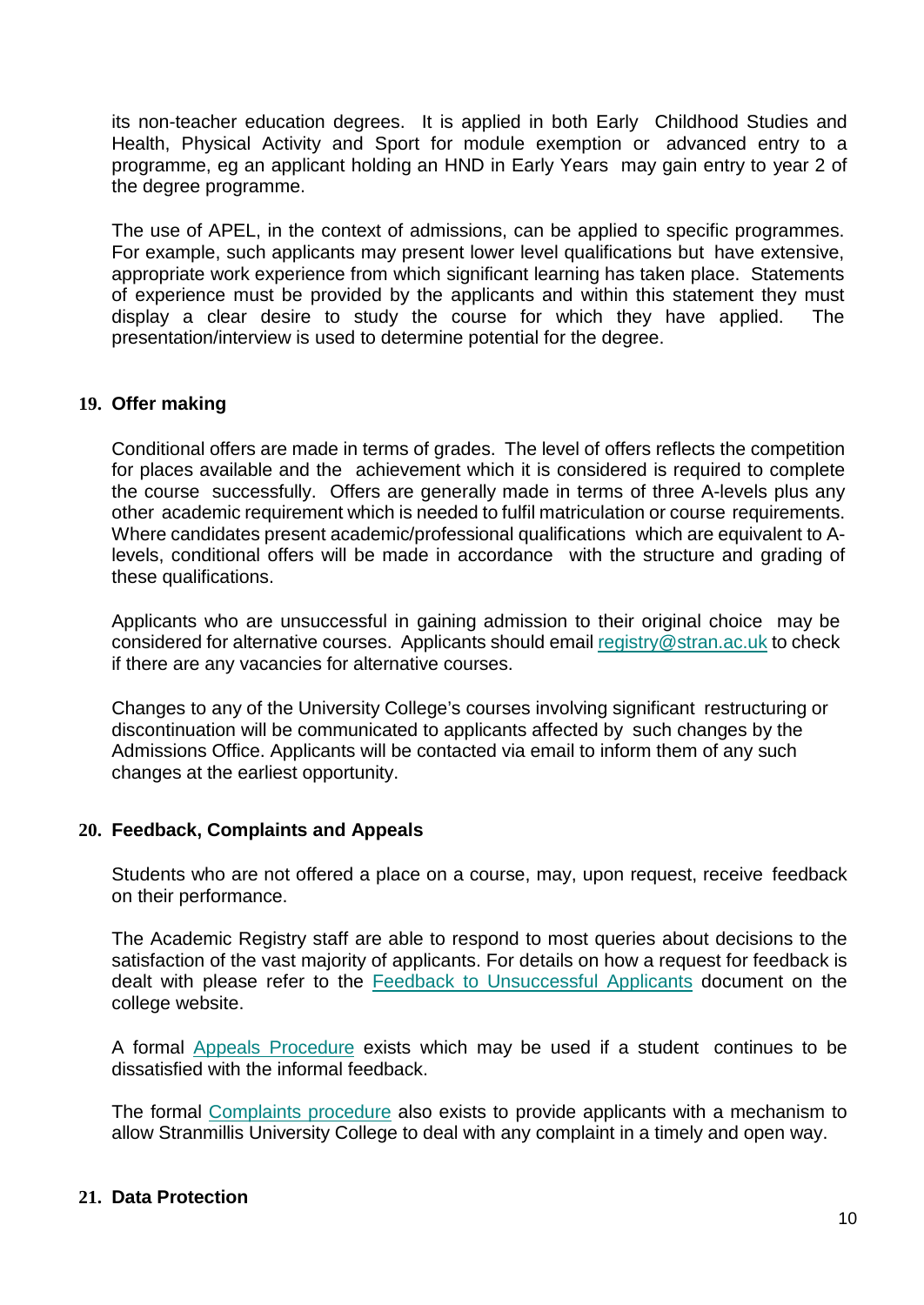its non-teacher education degrees. It is applied in both Early Childhood Studies and Health, Physical Activity and Sport for module exemption or advanced entry to a programme, eg an applicant holding an HND in Early Years may gain entry to year 2 of the degree programme.

The use of APEL, in the context of admissions, can be applied to specific programmes. For example, such applicants may present lower level qualifications but have extensive, appropriate work experience from which significant learning has taken place. Statements of experience must be provided by the applicants and within this statement they must display a clear desire to study the course for which they have applied. The presentation/interview is used to determine potential for the degree.

## 19. Offer making

Conditional offers are made in terms of grades. The level of offers reflects the competition for places available and the achievement which it is considered is required to complete the course successfully. Offers are generally made in terms of three A-levels plus any other academic requirement which is needed to fulfil matriculation or course requirements. Where candidates present academic/professional qualifications which are equivalent to A-levels, conditional offers will be made in accordance with the structure and grading of these qualifications.

Applicants who are unsuccessful in gaining admission to their original choice may be considered for alternative courses. Applicants should email [registry@stran.ac.uk](mailto:registry@stran.ac.uk) to check if there are any vacancies for alternative courses.

Changes to any of the University College's courses involving significant restructuring or discontinuation will be communicated to applicants affected by such changes by the Admissions Office. Applicants will be contacted via email to inform them of any such changes at the earliest opportunity.

## 20. Feedback, Complaints and Appeals

Students who are not offered a place on a course, may, upon request, receive feedback on their performance.

The Academic Registry staff are able to respond to most queries about decisions to the satisfaction of the vast majority of applicants. For details on how a request for feedback is dealt with please refer to the Feedback to Unsuccessful Applicants document on the college website.

A formal Appeals Procedure exists which may be used if a student continues to be dissatisfied with the informal feedback.

The formal Complaints procedure also exists to provide applicants with a mechanism to allow Stranmillis University College to deal with any complaint in a timely and open way.

## 21. Data Protection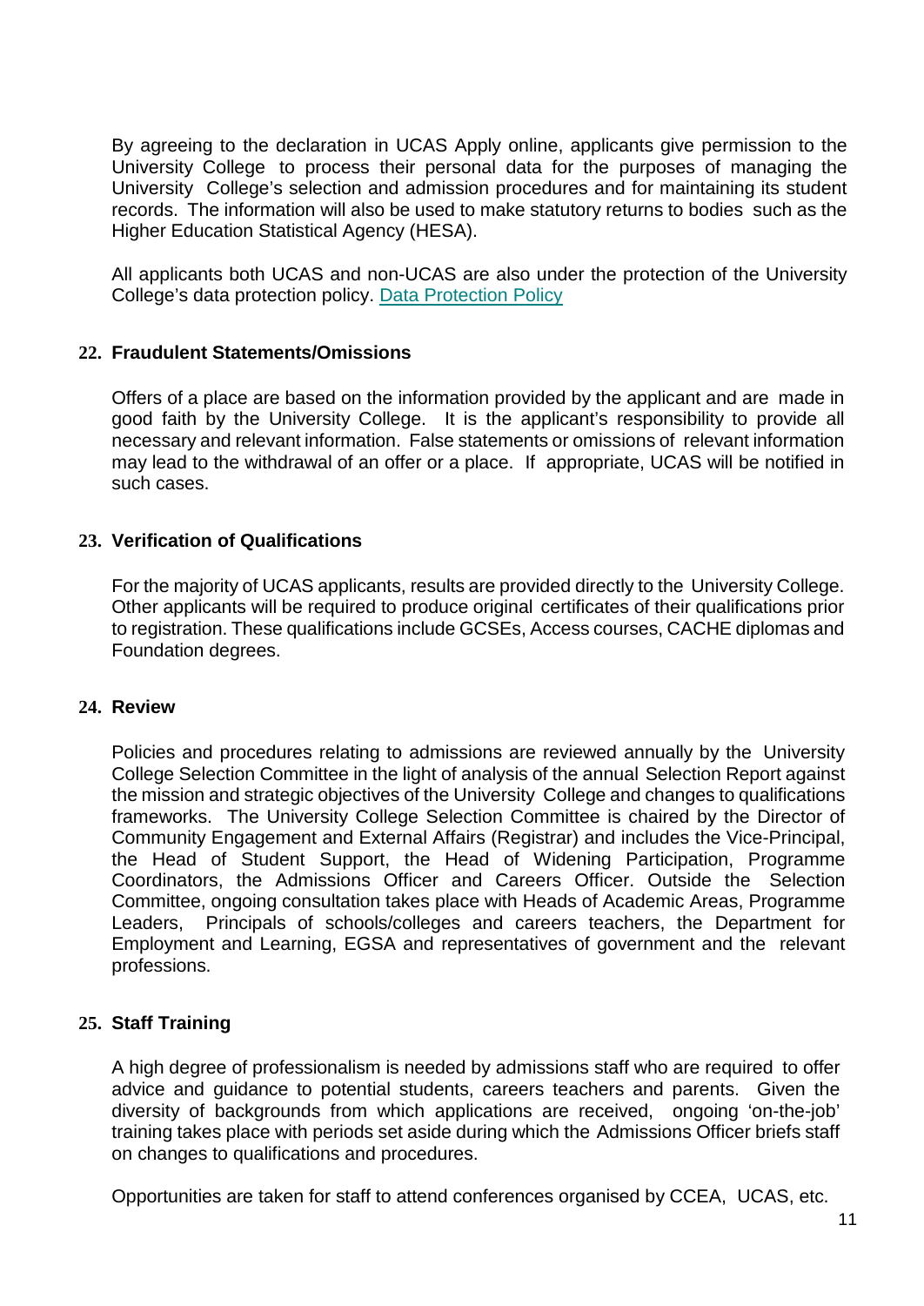By agreeing to the declaration in UCAS Apply online, applicants give permission to the University College to process their personal data for the purposes of managing the University College's selection and admission procedures and for maintaining its student records. The information will also be used to make statutory returns to bodies such as the Higher Education Statistical Agency (HESA).

All applicants both UCAS and non-UCAS are also under the protection of the University College's data protection policy. [Data Protection Policy]()

## 22. Fraudulent Statements/Omissions

Offers of a place are based on the information provided by the applicant and are made in good faith by the University College. It is the applicant's responsibility to provide all necessary and relevant information. False statements or omissions of relevant information may lead to the withdrawal of an offer or a place. If appropriate, UCAS will be notified in such cases.

## 23. Verification of Qualifications

For the majority of UCAS applicants, results are provided directly to the University College. Other applicants will be required to produce original certificates of their qualifications prior to registration. These qualifications include GCSEs, Access courses, CACHE diplomas and Foundation degrees.

## 24. Review

Policies and procedures relating to admissions are reviewed annually by the University College Selection Committee in the light of analysis of the annual Selection Report against the mission and strategic objectives of the University College and changes to qualifications frameworks. The University College Selection Committee is chaired by the Director of Community Engagement and External Affairs (Registrar) and includes the Vice-Principal, the Head of Student Support, the Head of Widening Participation, Programme Coordinators, the Admissions Officer and Careers Officer. Outside the Selection Committee, ongoing consultation takes place with Heads of Academic Areas, Programme Leaders, Principals of schools/colleges and careers teachers, the Department for Employment and Learning, EGSA and representatives of government and the relevant professions.

## 25. Staff Training

A high degree of professionalism is needed by admissions staff who are required to offer advice and guidance to potential students, careers teachers and parents. Given the diversity of backgrounds from which applications are received, ongoing 'on-the-job' training takes place with periods set aside during which the Admissions Officer briefs staff on changes to qualifications and procedures.

Opportunities are taken for staff to attend conferences organised by CCEA, UCAS, etc.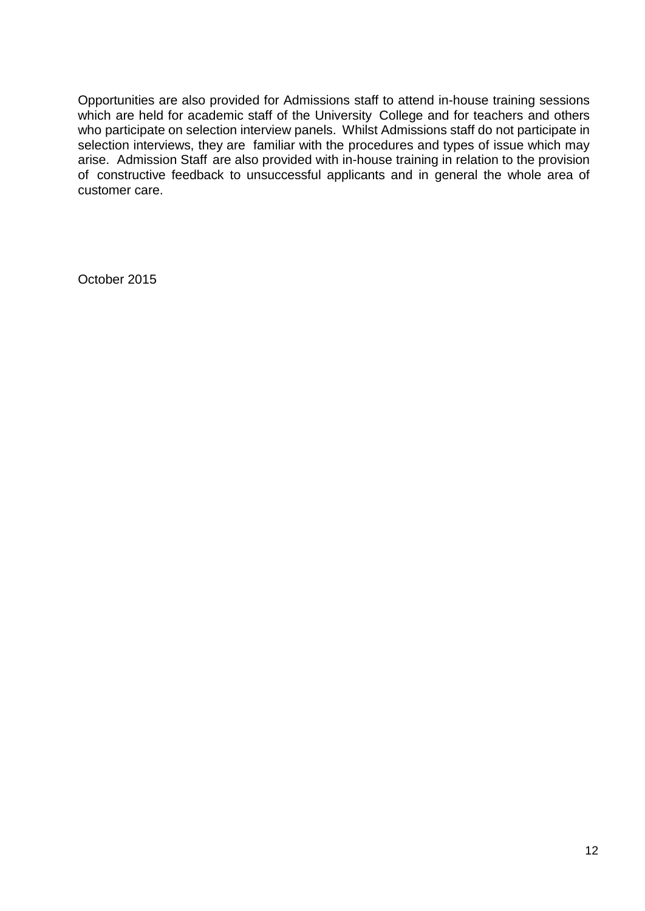Opportunities are also provided for Admissions staff to attend in-house training sessions which are held for academic staff of the University College and for teachers and others who participate on selection interview panels. Whilst Admissions staff do not participate in selection interviews, they are familiar with the procedures and types of issue which may arise. Admission Staff are also provided with in-house training in relation to the provision of constructive feedback to unsuccessful applicants and in general the whole area of customer care.

October 2015